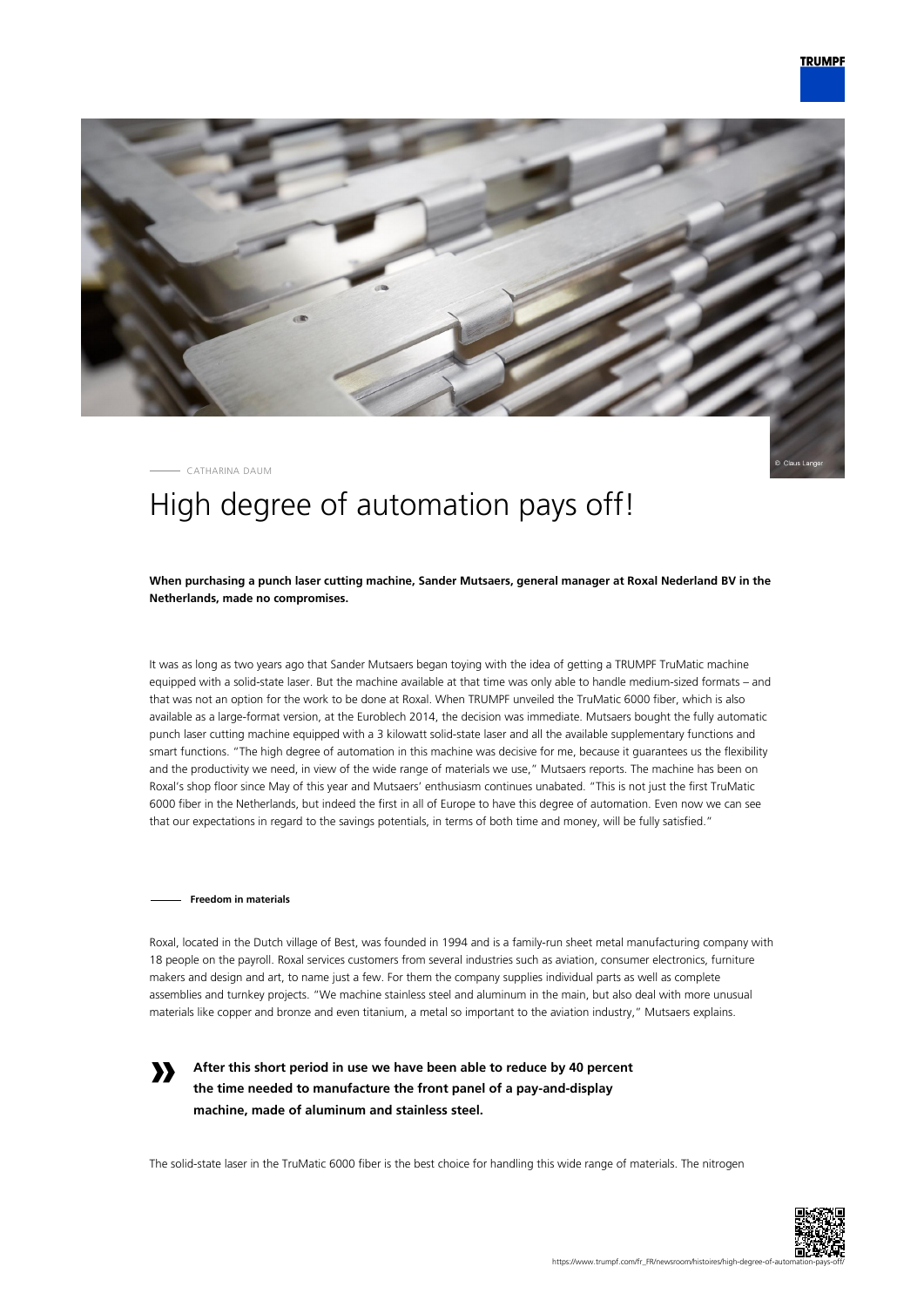CATHARINA DAUM

# High degree of automation pays off!

**When purchasing a punch laser cutting machine, Sander Mutsaers, general manager at Roxal Nederland BV in the Netherlands, made no compromises.**

It was as long as two years ago that Sander Mutsaers began toying with the idea of getting a TRUMPF TruMatic machine equipped with a solid-state laser. But the machine available at that time was only able to handle medium-sized formats – and that was not an option for the work to be done at Roxal. When TRUMPF unveiled the TruMatic 6000 fiber, which is also available as a large-format version, at the Euroblech 2014, the decision was immediate. Mutsaers bought the fully automatic punch laser cutting machine equipped with a 3 kilowatt solid-state laser and all the available supplementary functions and smart functions. "The high degree of automation in this machine was decisive for me, because it guarantees us the flexibility and the productivity we need, in view of the wide range of materials we use," Mutsaers reports. The machine has been on Roxal's shop floor since May of this year and Mutsaers' enthusiasm continues unabated. "This is not just the first TruMatic 6000 fiber in the Netherlands, but indeed the first in all of Europe to have this degree of automation. Even now we can see that our expectations in regard to the savings potentials, in terms of both time and money, will be fully satisfied."

### Freedom in materials

Roxal, located in the Dutch village of Best, was founded in 1994 and is a family-run sheet metal manufacturing company with 18 people on the payroll. Roxal services customers from several industries such as aviation, consumer electronics, furniture makers and design and art, to name just a few. For them the company supplies individual parts as well as complete assemblies and turnkey projects. "We machine stainless steel and aluminum in the main, but also deal with more unusual materials like copper and bronze and even titanium, a metal so important to the aviation industry," Mutsaers explains.

> **After this short period in use we have been able to reduce by 40 percent the time needed to manufacture the front panel of a pay-and-display machine, made of aluminum and stainless steel.**

The solid-state laser in the TruMatic 6000 fiber is the best choice for handling this wide range of materials. The nitrogen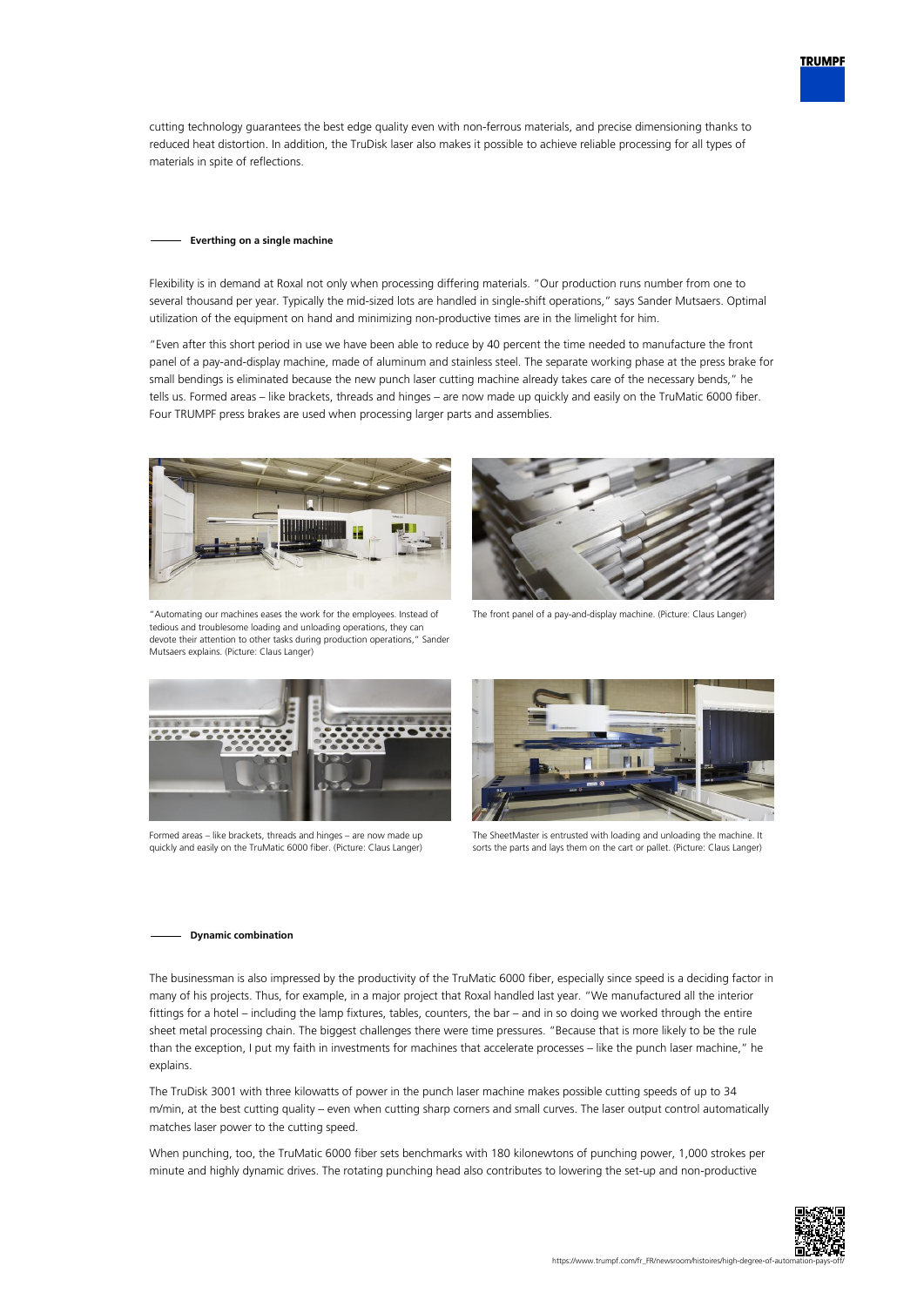cutting technology guarantees the best edge quality even with non-ferrous materials, and precise dimensioning thanks to reduced heat distortion. In addition, the TruDisk laser also makes it possible to achieve reliable processing for all types of materials in spite of reflections.

## Everthing on a single machine

Flexibility is in demand at Roxal not only when processing differing materials. "Our production runs number from one to several thousand per year. Typically the mid-sized lots are handled in single-shift operations," says Sander Mutsaers. Optimal utilization of the equipment on hand and minimizing non-productive times are in the limelight for him.

"Even after this short period in use we have been able to reduce by 40 percent the time needed to manufacture the front panel of a pay-and-display machine, made of aluminum and stainless steel. The separate working phase at the press brake for small bendings is eliminated because the new punch laser cutting machine already takes care of the necessary bends," he tells us. Formed areas – like brackets, threads and hinges – are now made up quickly and easily on the TruMatic 6000 fiber. Four TRUMPF press brakes are used when processing larger parts and assemblies.

"Automating our machines eases the work for the employees. Instead of tedious and troublesome loading and unloading operations, they can devote their attention to other tasks during production operations," Sander Mutsaers explains. (Picture: Claus Langer)

The front panel of a pay-and-display machine. (Picture: Claus Langer)

Formed areas – like brackets, threads and hinges – are now made up quickly and easily on the TruMatic 6000 fiber. (Picture: Claus Langer)

The SheetMaster is entrusted with loading and unloading the machine. It sorts the parts and lays them on the cart or pallet. (Picture: Claus Langer)

## Dynamic combination

The businessman is also impressed by the productivity of the TruMatic 6000 fiber, especially since speed is a deciding factor in many of his projects. Thus, for example, in a major project that Roxal handled last year. "We manufactured all the interior fittings for a hotel – including the lamp fixtures, tables, counters, the bar – and in so doing we worked through the entire sheet metal processing chain. The biggest challenges there were time pressures. "Because that is more likely to be the rule than the exception, I put my faith in investments for machines that accelerate processes – like the punch laser machine," he explains.

The TruDisk 3001 with three kilowatts of power in the punch laser machine makes possible cutting speeds of up to 34 m/min, at the best cutting quality – even when cutting sharp corners and small curves. The laser output control automatically matches laser power to the cutting speed.

When punching, too, the TruMatic 6000 fiber sets benchmarks with 180 kilonewtons of punching power, 1,000 strokes per minute and highly dynamic drives. The rotating punching head also contributes to lowering the set-up and non-productive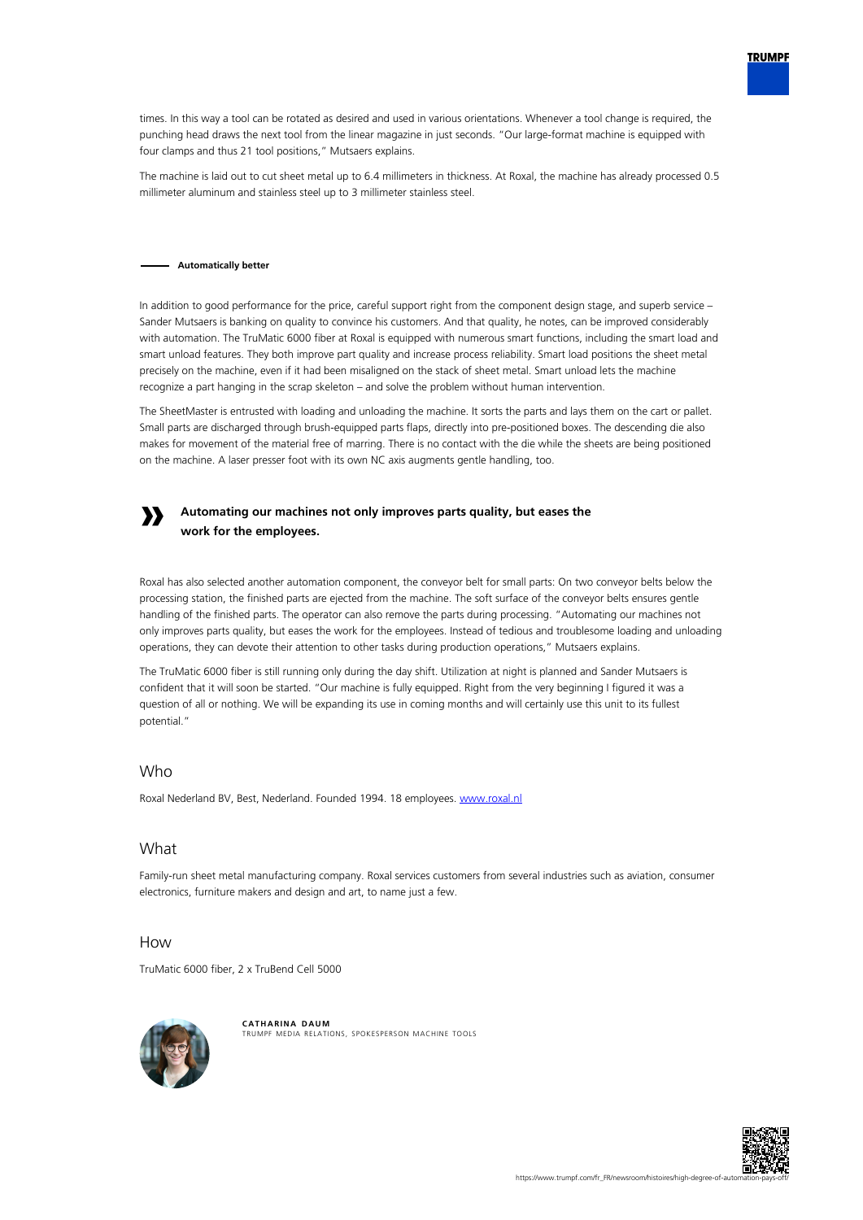times. In this way a tool can be rotated as desired and used in various orientations. Whenever a tool change is required, the punching head draws the next tool from the linear magazine in just seconds. "Our large-format machine is equipped with four clamps and thus 21 tool positions," Mutsaers explains.

The machine is laid out to cut sheet metal up to 6.4 millimeters in thickness. At Roxal, the machine has already processed 0.5 millimeter aluminum and stainless steel up to 3 millimeter stainless steel.

### Automatically better

In addition to good performance for the price, careful support right from the component design stage, and superb service – Sander Mutsaers is banking on quality to convince his customers. And that quality, he notes, can be improved considerably with automation. The TruMatic 6000 fiber at Roxal is equipped with numerous smart functions, including the smart load and smart unload features. They both improve part quality and increase process reliability. Smart load positions the sheet metal precisely on the machine, even if it had been misaligned on the stack of sheet metal. Smart unload lets the machine recognize a part hanging in the scrap skeleton – and solve the problem without human intervention.

The SheetMaster is entrusted with loading and unloading the machine. It sorts the parts and lays them on the cart or pallet. Small parts are discharged through brush-equipped parts flaps, directly into pre-positioned boxes. The descending die also makes for movement of the material free of marring. There is no contact with the die while the sheets are being positioned on the machine. A laser presser foot with its own NC axis augments gentle handling, too.

> **Automating our machines not only improves parts quality, but eases the work for the employees.**

Roxal has also selected another automation component, the conveyor belt for small parts: On two conveyor belts below the processing station, the finished parts are ejected from the machine. The soft surface of the conveyor belts ensures gentle handling of the finished parts. The operator can also remove the parts during processing. "Automating our machines not only improves parts quality, but eases the work for the employees. Instead of tedious and troublesome loading and unloading operations, they can devote their attention to other tasks during production operations," Mutsaers explains.

The TruMatic 6000 fiber is still running only during the day shift. Utilization at night is planned and Sander Mutsaers is confident that it will soon be started. "Our machine is fully equipped. Right from the very beginning I figured it was a question of all or nothing. We will be expanding its use in coming months and will certainly use this unit to its fullest potential."

## Who

Roxal Nederland BV, Best, Nederland. Founded 1994. 18 employees. www.roxal.nl

## What

Family-run sheet metal manufacturing company. Roxal services customers from several industries such as aviation, consumer electronics, furniture makers and design and art, to name just a few.

## How

TruMatic 6000 fiber, 2 x TruBend Cell 5000

**CATHARINA DAUM**
TRUMPF MEDIA RELATIONS, SPOKESPERSON MACHINE TOOLS

https://www.trumpf.com/fr_FR/newsroom/histoires/high-degree-of-automation-pays-off/